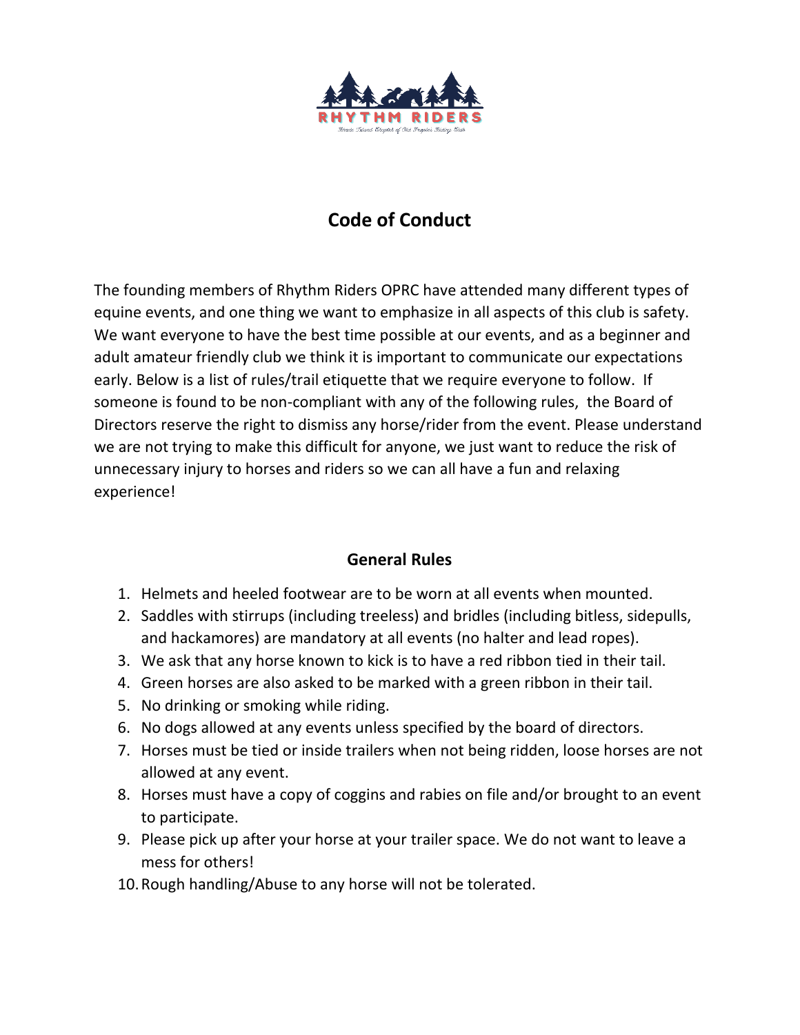# Code of Conduct

The founding members of Rhythm Riders OPRC have attended many different types of equine events, and one thing we want to emphasize in all aspects of this club is safety. We want everyone to have the best time possible at our events, and as a beginner and adult amateur friendly club we think it is important to communicate our expectations early. Below is a list of rules/trail etiquette that we require everyone to follow. If someone is found to be non-compliant with any of the following rules, the Board of Directors reserve the right to dismiss any horse/rider from the event. Please understand we are not trying to make this difficult for anyone, we just want to reduce the risk of unnecessary injury to horses and riders so we can all have a fun and relaxing experience!

## General Rules

1. Helmets and heeled footwear are to be worn at all events when mounted.
2. Saddles with stirrups (including treeless) and bridles (including bitless, sidepulls, and hackamores) are mandatory at all events (no halter and lead ropes).
3. We ask that any horse known to kick is to have a red ribbon tied in their tail.
4. Green horses are also asked to be marked with a green ribbon in their tail.
5. No drinking or smoking while riding.
6. No dogs allowed at any events unless specified by the board of directors.
7. Horses must be tied or inside trailers when not being ridden, loose horses are not allowed at any event.
8. Horses must have a copy of coggins and rabies on file and/or brought to an event to participate.
9. Please pick up after your horse at your trailer space. We do not want to leave a mess for others!
10. Rough handling/Abuse to any horse will not be tolerated.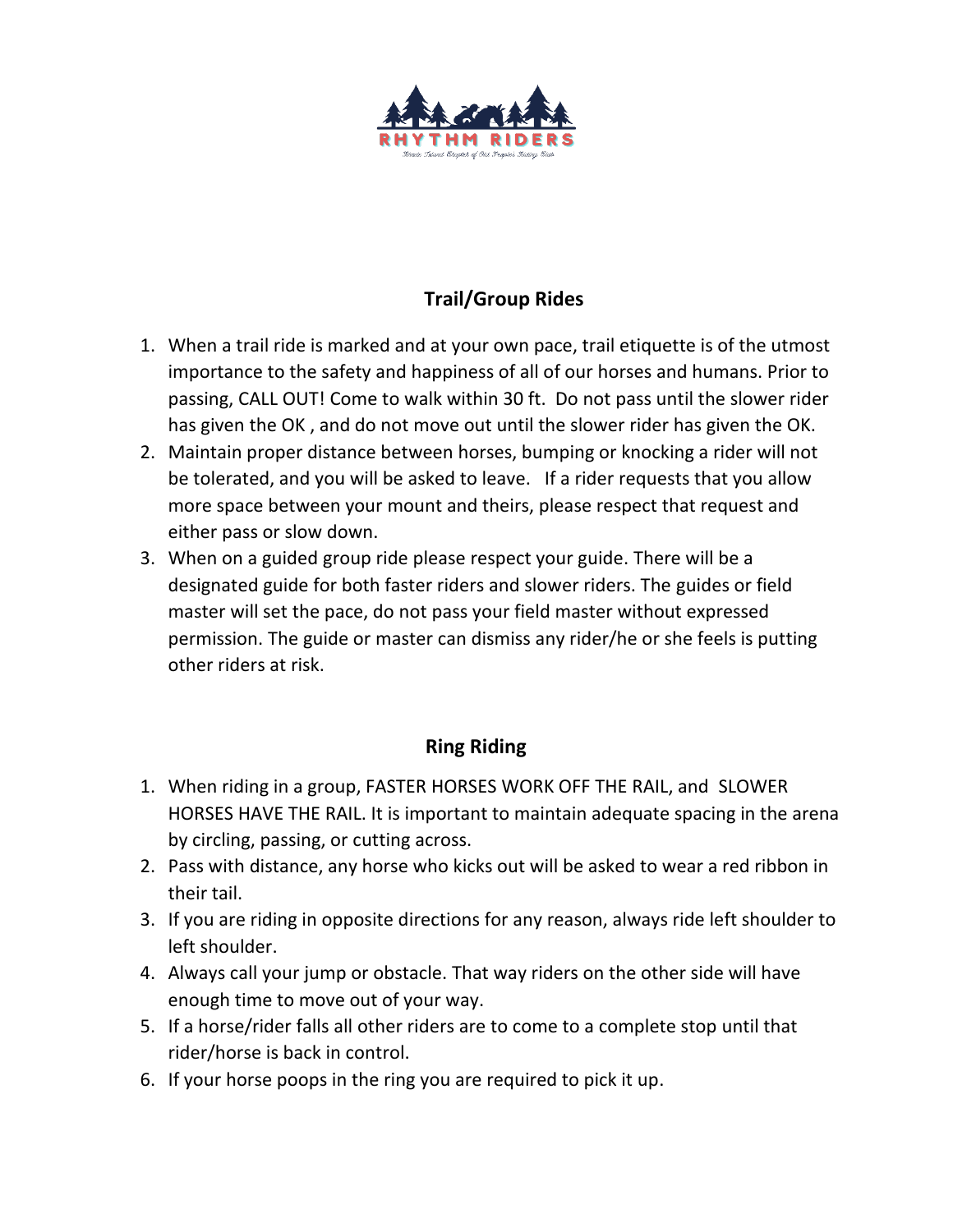RHYTHM RIDERS

Rhode Island Chapter of Our Peoples Riding Club

## Trail/Group Rides

1. When a trail ride is marked and at your own pace, trail etiquette is of the utmost importance to the safety and happiness of all of our horses and humans. Prior to passing, CALL OUT! Come to walk within 30 ft. Do not pass until the slower rider has given the OK , and do not move out until the slower rider has given the OK.
2. Maintain proper distance between horses, bumping or knocking a rider will not be tolerated, and you will be asked to leave. If a rider requests that you allow more space between your mount and theirs, please respect that request and either pass or slow down.
3. When on a guided group ride please respect your guide. There will be a designated guide for both faster riders and slower riders. The guides or field master will set the pace, do not pass your field master without expressed permission. The guide or master can dismiss any rider/he or she feels is putting other riders at risk.

## Ring Riding

1. When riding in a group, FASTER HORSES WORK OFF THE RAIL, and SLOWER HORSES HAVE THE RAIL. It is important to maintain adequate spacing in the arena by circling, passing, or cutting across.
2. Pass with distance, any horse who kicks out will be asked to wear a red ribbon in their tail.
3. If you are riding in opposite directions for any reason, always ride left shoulder to left shoulder.
4. Always call your jump or obstacle. That way riders on the other side will have enough time to move out of your way.
5. If a horse/rider falls all other riders are to come to a complete stop until that rider/horse is back in control.
6. If your horse poops in the ring you are required to pick it up.